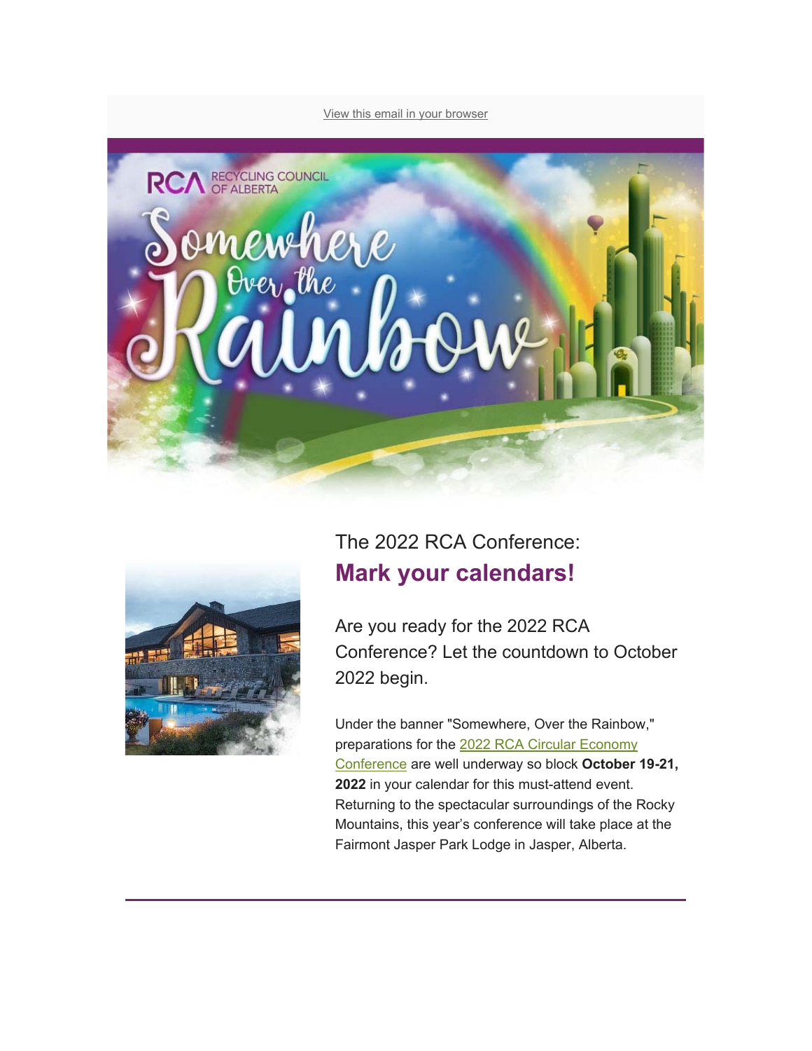View this email in your browser

The 2022 RCA Conference:

## Mark your calendars!

Are you ready for the 2022 RCA Conference? Let the countdown to October 2022 begin.

Under the banner "Somewhere, Over the Rainbow," preparations for the 2022 RCA Circular Economy Conference are well underway so block **October 19-21, 2022** in your calendar for this must-attend event. Returning to the spectacular surroundings of the Rocky Mountains, this year's conference will take place at the Fairmont Jasper Park Lodge in Jasper, Alberta.